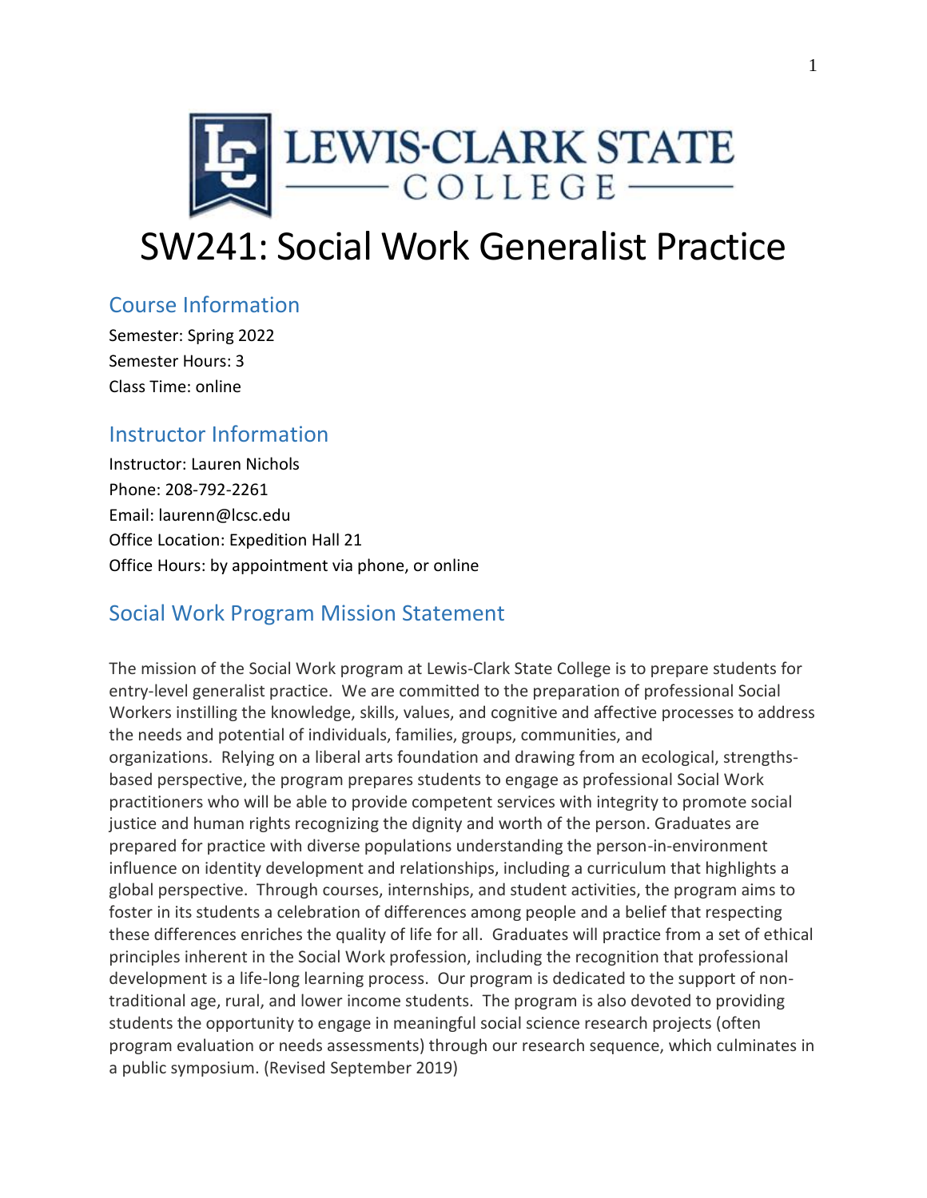# SW241: Social Work Generalist Practice

## Course Information

Semester: Spring 2022
Semester Hours: 3
Class Time: online

## Instructor Information

Instructor: Lauren Nichols
Phone: 208-792-2261
Email: laurenn@lcsc.edu
Office Location: Expedition Hall 21
Office Hours: by appointment via phone, or online

## Social Work Program Mission Statement

The mission of the Social Work program at Lewis-Clark State College is to prepare students for entry-level generalist practice. We are committed to the preparation of professional Social Workers instilling the knowledge, skills, values, and cognitive and affective processes to address the needs and potential of individuals, families, groups, communities, and organizations. Relying on a liberal arts foundation and drawing from an ecological, strengths-based perspective, the program prepares students to engage as professional Social Work practitioners who will be able to provide competent services with integrity to promote social justice and human rights recognizing the dignity and worth of the person. Graduates are prepared for practice with diverse populations understanding the person-in-environment influence on identity development and relationships, including a curriculum that highlights a global perspective. Through courses, internships, and student activities, the program aims to foster in its students a celebration of differences among people and a belief that respecting these differences enriches the quality of life for all. Graduates will practice from a set of ethical principles inherent in the Social Work profession, including the recognition that professional development is a life-long learning process. Our program is dedicated to the support of non-traditional age, rural, and lower income students. The program is also devoted to providing students the opportunity to engage in meaningful social science research projects (often program evaluation or needs assessments) through our research sequence, which culminates in a public symposium. (Revised September 2019)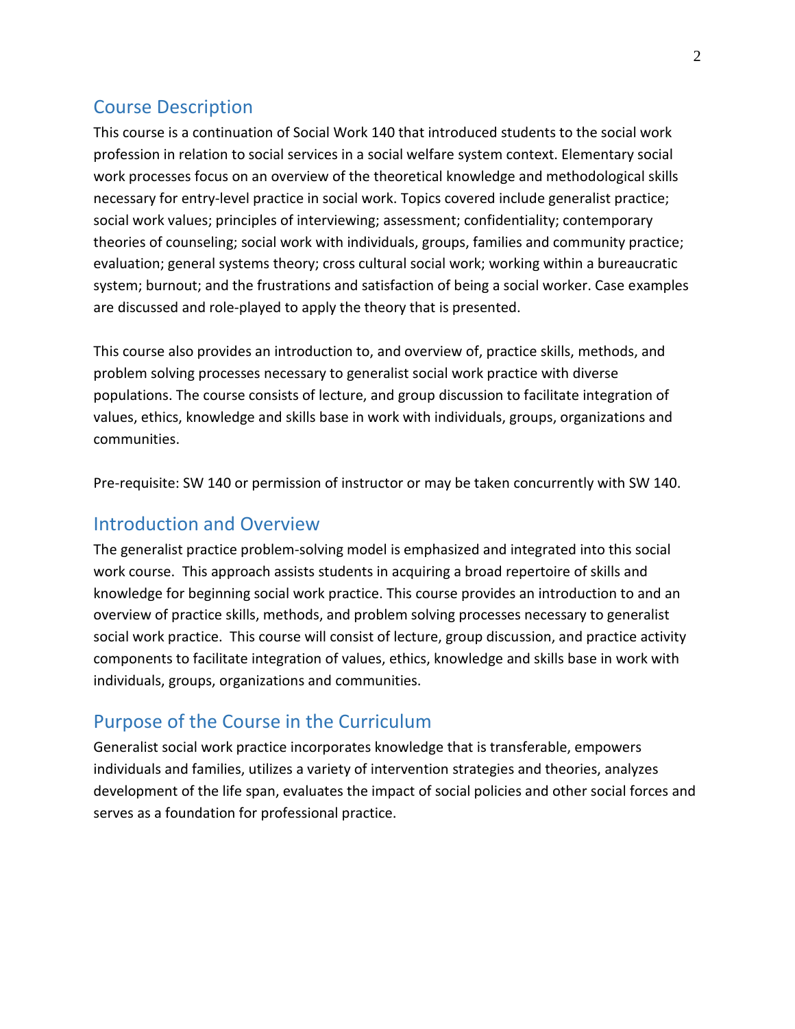## Course Description

This course is a continuation of Social Work 140 that introduced students to the social work profession in relation to social services in a social welfare system context. Elementary social work processes focus on an overview of the theoretical knowledge and methodological skills necessary for entry-level practice in social work. Topics covered include generalist practice; social work values; principles of interviewing; assessment; confidentiality; contemporary theories of counseling; social work with individuals, groups, families and community practice; evaluation; general systems theory; cross cultural social work; working within a bureaucratic system; burnout; and the frustrations and satisfaction of being a social worker. Case examples are discussed and role-played to apply the theory that is presented.

This course also provides an introduction to, and overview of, practice skills, methods, and problem solving processes necessary to generalist social work practice with diverse populations. The course consists of lecture, and group discussion to facilitate integration of values, ethics, knowledge and skills base in work with individuals, groups, organizations and communities.

Pre-requisite: SW 140 or permission of instructor or may be taken concurrently with SW 140.

## Introduction and Overview

The generalist practice problem-solving model is emphasized and integrated into this social work course. This approach assists students in acquiring a broad repertoire of skills and knowledge for beginning social work practice. This course provides an introduction to and an overview of practice skills, methods, and problem solving processes necessary to generalist social work practice. This course will consist of lecture, group discussion, and practice activity components to facilitate integration of values, ethics, knowledge and skills base in work with individuals, groups, organizations and communities.

## Purpose of the Course in the Curriculum

Generalist social work practice incorporates knowledge that is transferable, empowers individuals and families, utilizes a variety of intervention strategies and theories, analyzes development of the life span, evaluates the impact of social policies and other social forces and serves as a foundation for professional practice.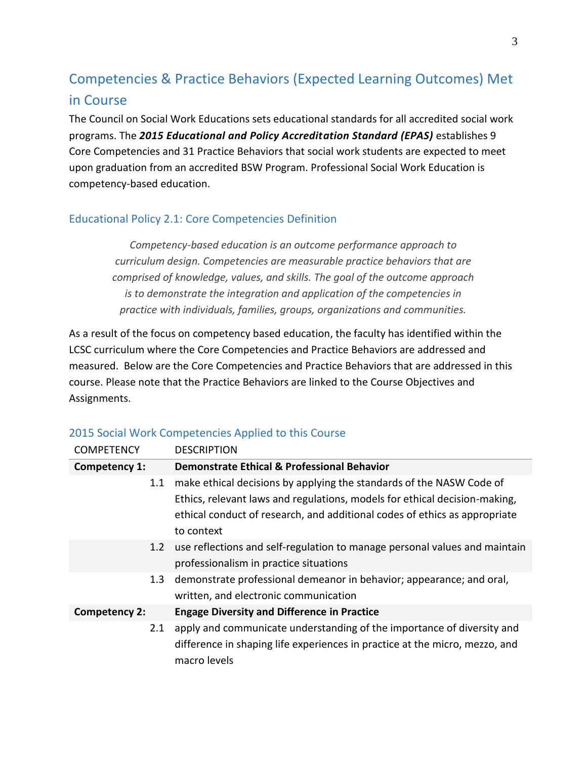## Competencies & Practice Behaviors (Expected Learning Outcomes) Met in Course

The Council on Social Work Educations sets educational standards for all accredited social work programs. The ***2015 Educational and Policy Accreditation Standard (EPAS)*** establishes 9 Core Competencies and 31 Practice Behaviors that social work students are expected to meet upon graduation from an accredited BSW Program. Professional Social Work Education is competency-based education.

### Educational Policy 2.1: Core Competencies Definition

> *Competency-based education is an outcome performance approach to curriculum design. Competencies are measurable practice behaviors that are comprised of knowledge, values, and skills. The goal of the outcome approach is to demonstrate the integration and application of the competencies in practice with individuals, families, groups, organizations and communities.*

As a result of the focus on competency based education, the faculty has identified within the LCSC curriculum where the Core Competencies and Practice Behaviors are addressed and measured. Below are the Core Competencies and Practice Behaviors that are addressed in this course. Please note that the Practice Behaviors are linked to the Course Objectives and Assignments.

### 2015 Social Work Competencies Applied to this Course

| COMPETENCY | DESCRIPTION |
|---|---|
| **Competency 1:** | **Demonstrate Ethical & Professional Behavior** |
| 1.1 | make ethical decisions by applying the standards of the NASW Code of Ethics, relevant laws and regulations, models for ethical decision-making, ethical conduct of research, and additional codes of ethics as appropriate to context |
| 1.2 | use reflections and self-regulation to manage personal values and maintain professionalism in practice situations |
| 1.3 | demonstrate professional demeanor in behavior; appearance; and oral, written, and electronic communication |
| **Competency 2:** | **Engage Diversity and Difference in Practice** |
| 2.1 | apply and communicate understanding of the importance of diversity and difference in shaping life experiences in practice at the micro, mezzo, and macro levels |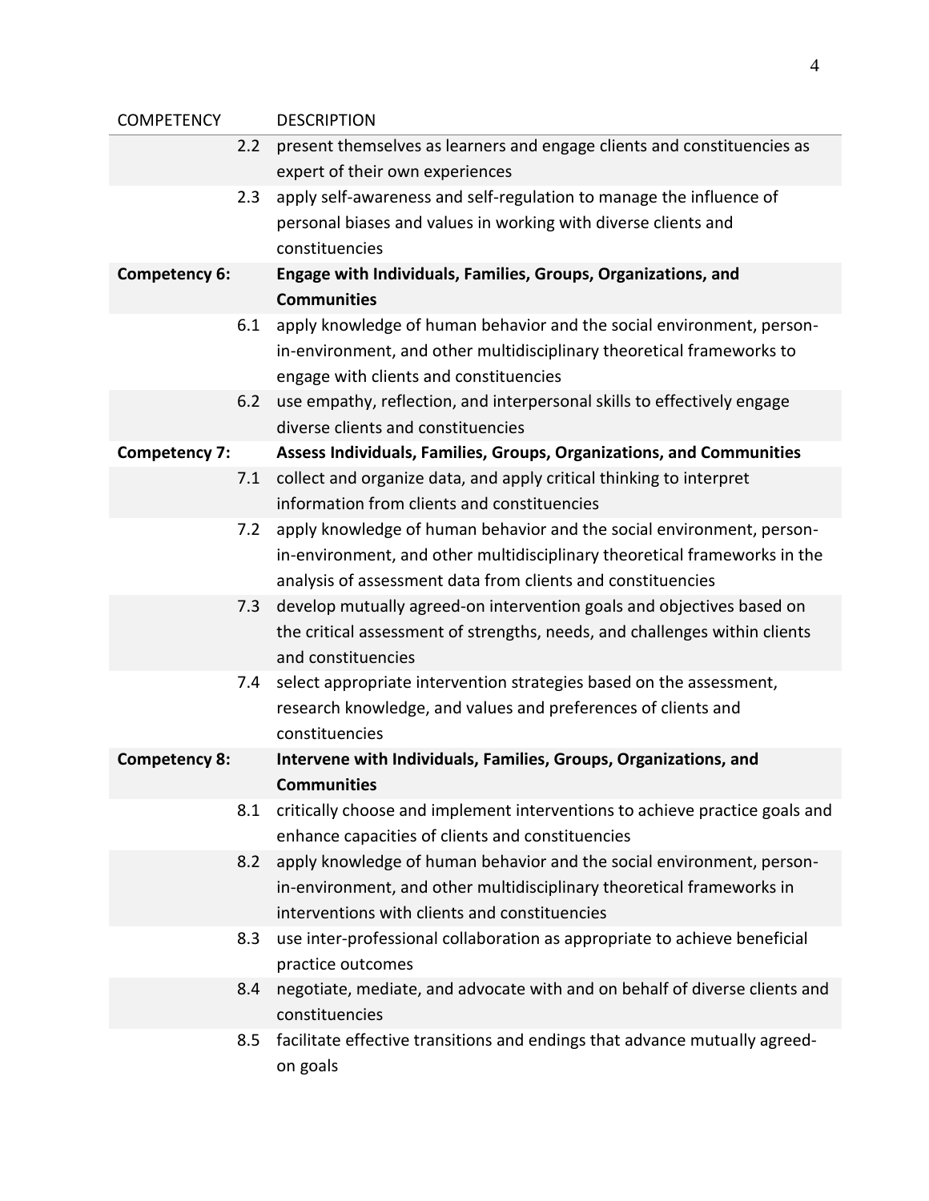| COMPETENCY | DESCRIPTION |
|---|---|
| 2.2 | present themselves as learners and engage clients and constituencies as expert of their own experiences |
| 2.3 | apply self-awareness and self-regulation to manage the influence of personal biases and values in working with diverse clients and constituencies |
| **Competency 6:** | **Engage with Individuals, Families, Groups, Organizations, and Communities** |
| 6.1 | apply knowledge of human behavior and the social environment, person-in-environment, and other multidisciplinary theoretical frameworks to engage with clients and constituencies |
| 6.2 | use empathy, reflection, and interpersonal skills to effectively engage diverse clients and constituencies |
| **Competency 7:** | **Assess Individuals, Families, Groups, Organizations, and Communities** |
| 7.1 | collect and organize data, and apply critical thinking to interpret information from clients and constituencies |
| 7.2 | apply knowledge of human behavior and the social environment, person-in-environment, and other multidisciplinary theoretical frameworks in the analysis of assessment data from clients and constituencies |
| 7.3 | develop mutually agreed-on intervention goals and objectives based on the critical assessment of strengths, needs, and challenges within clients and constituencies |
| 7.4 | select appropriate intervention strategies based on the assessment, research knowledge, and values and preferences of clients and constituencies |
| **Competency 8:** | **Intervene with Individuals, Families, Groups, Organizations, and Communities** |
| 8.1 | critically choose and implement interventions to achieve practice goals and enhance capacities of clients and constituencies |
| 8.2 | apply knowledge of human behavior and the social environment, person-in-environment, and other multidisciplinary theoretical frameworks in interventions with clients and constituencies |
| 8.3 | use inter-professional collaboration as appropriate to achieve beneficial practice outcomes |
| 8.4 | negotiate, mediate, and advocate with and on behalf of diverse clients and constituencies |
| 8.5 | facilitate effective transitions and endings that advance mutually agreed-on goals |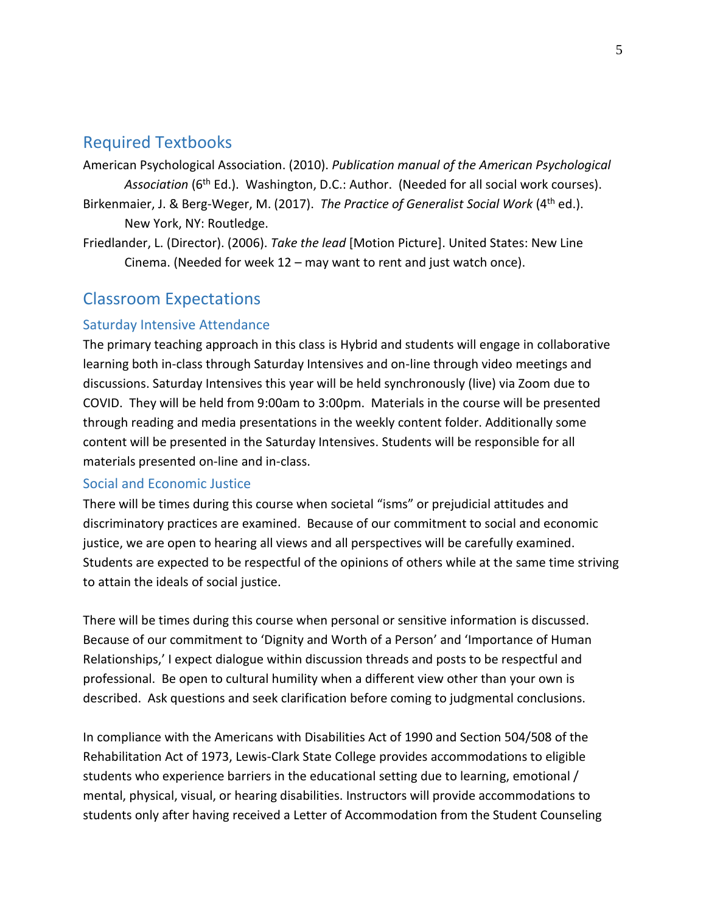## Required Textbooks

American Psychological Association. (2010). *Publication manual of the American Psychological Association* (6th Ed.). Washington, D.C.: Author. (Needed for all social work courses).

Birkenmaier, J. & Berg-Weger, M. (2017). *The Practice of Generalist Social Work* (4th ed.). New York, NY: Routledge.

Friedlander, L. (Director). (2006). *Take the lead* [Motion Picture]. United States: New Line Cinema. (Needed for week 12 – may want to rent and just watch once).

## Classroom Expectations

### Saturday Intensive Attendance

The primary teaching approach in this class is Hybrid and students will engage in collaborative learning both in-class through Saturday Intensives and on-line through video meetings and discussions. Saturday Intensives this year will be held synchronously (live) via Zoom due to COVID. They will be held from 9:00am to 3:00pm. Materials in the course will be presented through reading and media presentations in the weekly content folder. Additionally some content will be presented in the Saturday Intensives. Students will be responsible for all materials presented on-line and in-class.

### Social and Economic Justice

There will be times during this course when societal "isms" or prejudicial attitudes and discriminatory practices are examined. Because of our commitment to social and economic justice, we are open to hearing all views and all perspectives will be carefully examined. Students are expected to be respectful of the opinions of others while at the same time striving to attain the ideals of social justice.

There will be times during this course when personal or sensitive information is discussed. Because of our commitment to 'Dignity and Worth of a Person' and 'Importance of Human Relationships,' I expect dialogue within discussion threads and posts to be respectful and professional. Be open to cultural humility when a different view other than your own is described. Ask questions and seek clarification before coming to judgmental conclusions.

In compliance with the Americans with Disabilities Act of 1990 and Section 504/508 of the Rehabilitation Act of 1973, Lewis-Clark State College provides accommodations to eligible students who experience barriers in the educational setting due to learning, emotional / mental, physical, visual, or hearing disabilities. Instructors will provide accommodations to students only after having received a Letter of Accommodation from the Student Counseling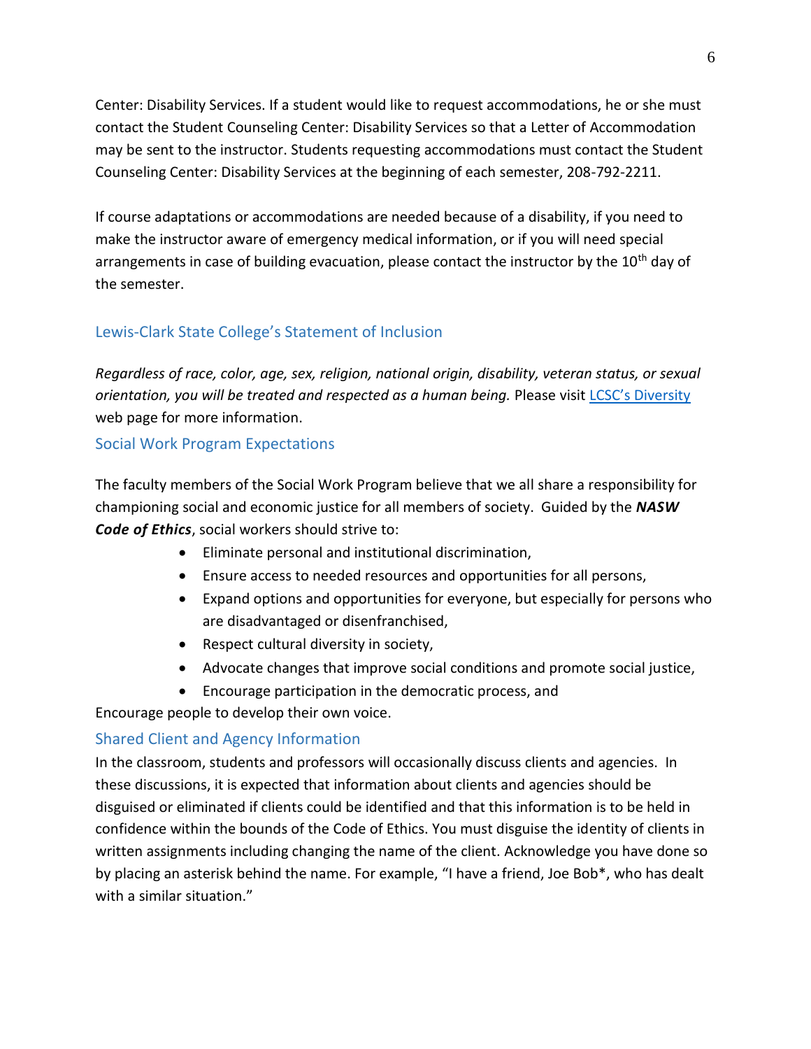Center: Disability Services. If a student would like to request accommodations, he or she must contact the Student Counseling Center: Disability Services so that a Letter of Accommodation may be sent to the instructor. Students requesting accommodations must contact the Student Counseling Center: Disability Services at the beginning of each semester, 208-792-2211.

If course adaptations or accommodations are needed because of a disability, if you need to make the instructor aware of emergency medical information, or if you will need special arrangements in case of building evacuation, please contact the instructor by the 10th day of the semester.

## Lewis-Clark State College's Statement of Inclusion

*Regardless of race, color, age, sex, religion, national origin, disability, veteran status, or sexual orientation, you will be treated and respected as a human being.* Please visit [LCSC's Diversity](#) web page for more information.

## Social Work Program Expectations

The faculty members of the Social Work Program believe that we all share a responsibility for championing social and economic justice for all members of society. Guided by the ***NASW Code of Ethics***, social workers should strive to:

- Eliminate personal and institutional discrimination,
- Ensure access to needed resources and opportunities for all persons,
- Expand options and opportunities for everyone, but especially for persons who are disadvantaged or disenfranchised,
- Respect cultural diversity in society,
- Advocate changes that improve social conditions and promote social justice,
- Encourage participation in the democratic process, and

Encourage people to develop their own voice.

## Shared Client and Agency Information

In the classroom, students and professors will occasionally discuss clients and agencies. In these discussions, it is expected that information about clients and agencies should be disguised or eliminated if clients could be identified and that this information is to be held in confidence within the bounds of the Code of Ethics. You must disguise the identity of clients in written assignments including changing the name of the client. Acknowledge you have done so by placing an asterisk behind the name. For example, "I have a friend, Joe Bob*, who has dealt with a similar situation."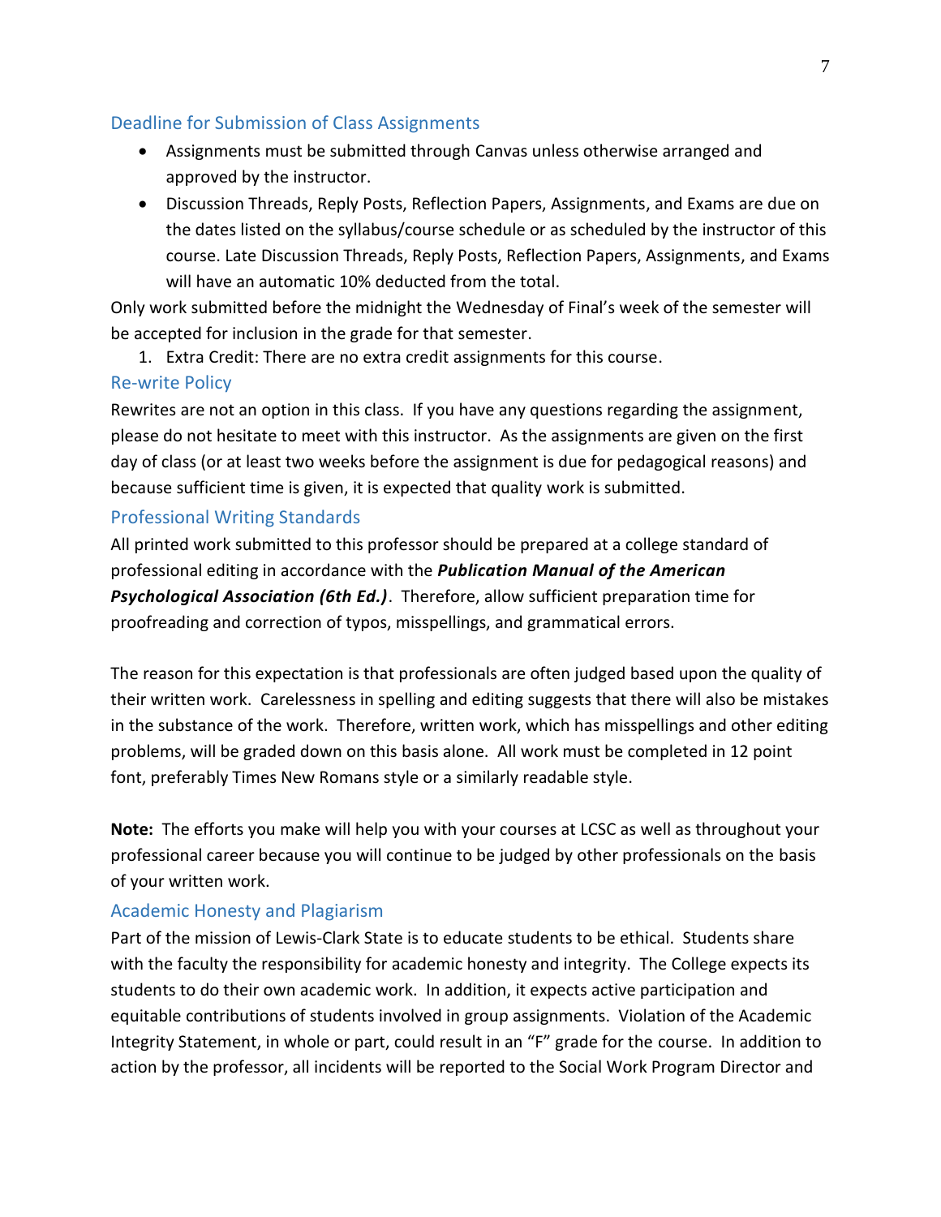## Deadline for Submission of Class Assignments

- Assignments must be submitted through Canvas unless otherwise arranged and approved by the instructor.
- Discussion Threads, Reply Posts, Reflection Papers, Assignments, and Exams are due on the dates listed on the syllabus/course schedule or as scheduled by the instructor of this course. Late Discussion Threads, Reply Posts, Reflection Papers, Assignments, and Exams will have an automatic 10% deducted from the total.

Only work submitted before the midnight the Wednesday of Final's week of the semester will be accepted for inclusion in the grade for that semester.

1. Extra Credit: There are no extra credit assignments for this course.

## Re-write Policy

Rewrites are not an option in this class. If you have any questions regarding the assignment, please do not hesitate to meet with this instructor. As the assignments are given on the first day of class (or at least two weeks before the assignment is due for pedagogical reasons) and because sufficient time is given, it is expected that quality work is submitted.

## Professional Writing Standards

All printed work submitted to this professor should be prepared at a college standard of professional editing in accordance with the ***Publication Manual of the American Psychological Association (6th Ed.)***. Therefore, allow sufficient preparation time for proofreading and correction of typos, misspellings, and grammatical errors.

The reason for this expectation is that professionals are often judged based upon the quality of their written work. Carelessness in spelling and editing suggests that there will also be mistakes in the substance of the work. Therefore, written work, which has misspellings and other editing problems, will be graded down on this basis alone. All work must be completed in 12 point font, preferably Times New Romans style or a similarly readable style.

**Note:** The efforts you make will help you with your courses at LCSC as well as throughout your professional career because you will continue to be judged by other professionals on the basis of your written work.

## Academic Honesty and Plagiarism

Part of the mission of Lewis-Clark State is to educate students to be ethical. Students share with the faculty the responsibility for academic honesty and integrity. The College expects its students to do their own academic work. In addition, it expects active participation and equitable contributions of students involved in group assignments. Violation of the Academic Integrity Statement, in whole or part, could result in an "F" grade for the course. In addition to action by the professor, all incidents will be reported to the Social Work Program Director and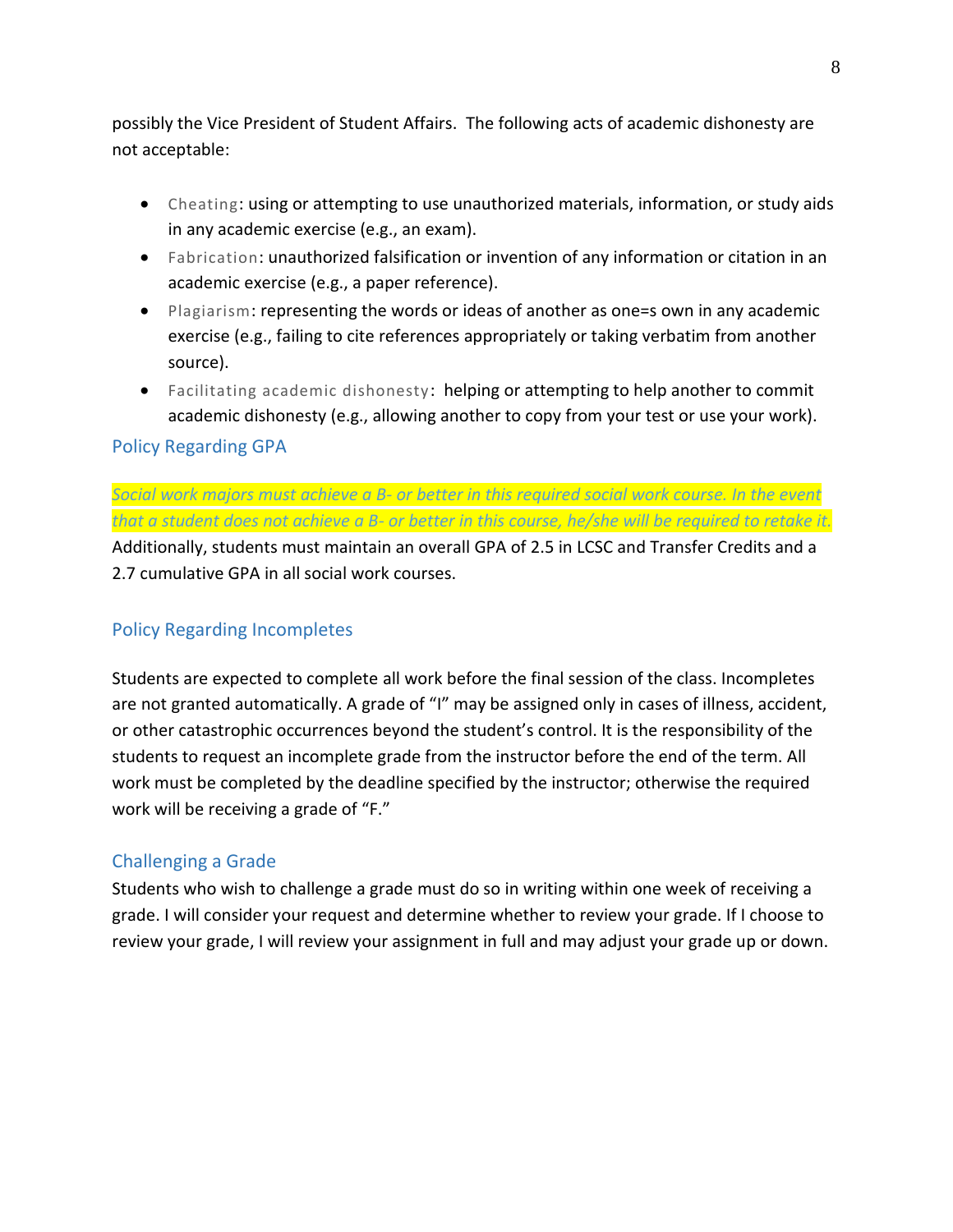possibly the Vice President of Student Affairs. The following acts of academic dishonesty are not acceptable:

- Cheating: using or attempting to use unauthorized materials, information, or study aids in any academic exercise (e.g., an exam).
- Fabrication: unauthorized falsification or invention of any information or citation in an academic exercise (e.g., a paper reference).
- Plagiarism: representing the words or ideas of another as one=s own in any academic exercise (e.g., failing to cite references appropriately or taking verbatim from another source).
- Facilitating academic dishonesty: helping or attempting to help another to commit academic dishonesty (e.g., allowing another to copy from your test or use your work).

## Policy Regarding GPA

*Social work majors must achieve a B- or better in this required social work course. In the event that a student does not achieve a B- or better in this course, he/she will be required to retake it.* Additionally, students must maintain an overall GPA of 2.5 in LCSC and Transfer Credits and a 2.7 cumulative GPA in all social work courses.

## Policy Regarding Incompletes

Students are expected to complete all work before the final session of the class. Incompletes are not granted automatically. A grade of "I" may be assigned only in cases of illness, accident, or other catastrophic occurrences beyond the student's control. It is the responsibility of the students to request an incomplete grade from the instructor before the end of the term. All work must be completed by the deadline specified by the instructor; otherwise the required work will be receiving a grade of "F."

## Challenging a Grade

Students who wish to challenge a grade must do so in writing within one week of receiving a grade. I will consider your request and determine whether to review your grade. If I choose to review your grade, I will review your assignment in full and may adjust your grade up or down.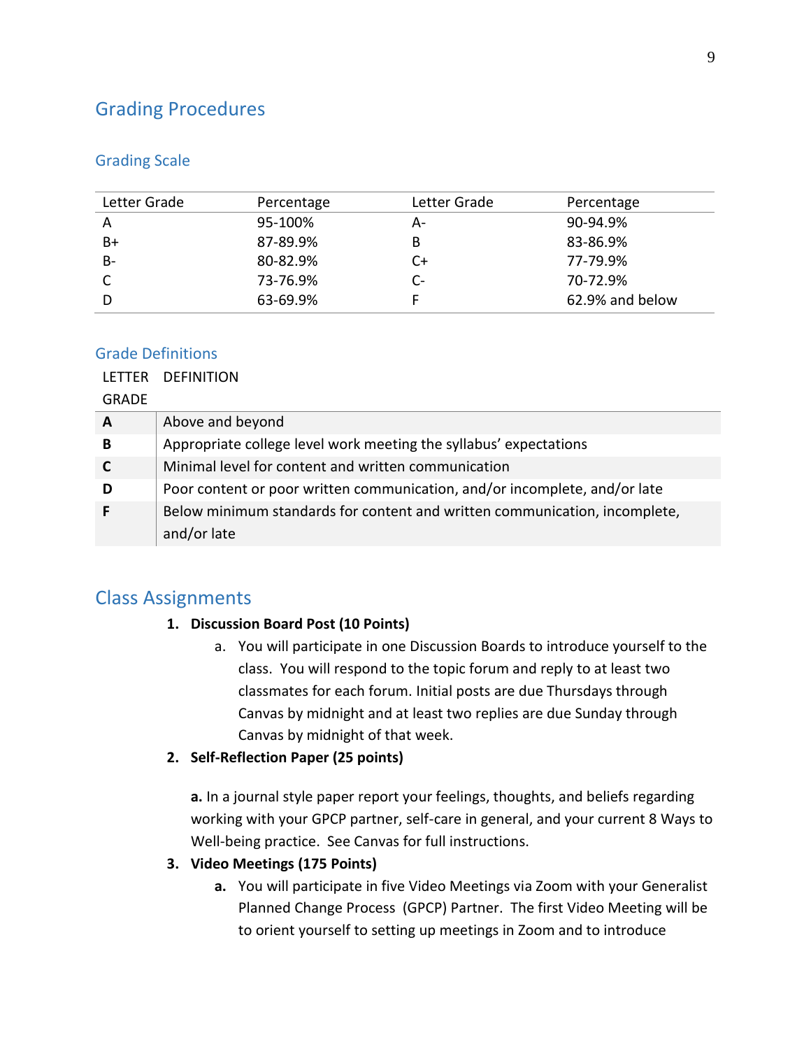## Grading Procedures

### Grading Scale

| Letter Grade | Percentage | Letter Grade | Percentage |
|---|---|---|---|
| A | 95-100% | A- | 90-94.9% |
| B+ | 87-89.9% | B | 83-86.9% |
| B- | 80-82.9% | C+ | 77-79.9% |
| C | 73-76.9% | C- | 70-72.9% |
| D | 63-69.9% | F | 62.9% and below |

### Grade Definitions

| LETTER GRADE | DEFINITION |
|---|---|
| **A** | Above and beyond |
| **B** | Appropriate college level work meeting the syllabus' expectations |
| **C** | Minimal level for content and written communication |
| **D** | Poor content or poor written communication, and/or incomplete, and/or late |
| **F** | Below minimum standards for content and written communication, incomplete, and/or late |

## Class Assignments

1. **Discussion Board Post (10 Points)**
   a. You will participate in one Discussion Boards to introduce yourself to the class. You will respond to the topic forum and reply to at least two classmates for each forum. Initial posts are due Thursdays through Canvas by midnight and at least two replies are due Sunday through Canvas by midnight of that week.
2. **Self-Reflection Paper (25 points)**

   **a.** In a journal style paper report your feelings, thoughts, and beliefs regarding working with your GPCP partner, self-care in general, and your current 8 Ways to Well-being practice. See Canvas for full instructions.
3. **Video Meetings (175 Points)**
   **a.** You will participate in five Video Meetings via Zoom with your Generalist Planned Change Process (GPCP) Partner. The first Video Meeting will be to orient yourself to setting up meetings in Zoom and to introduce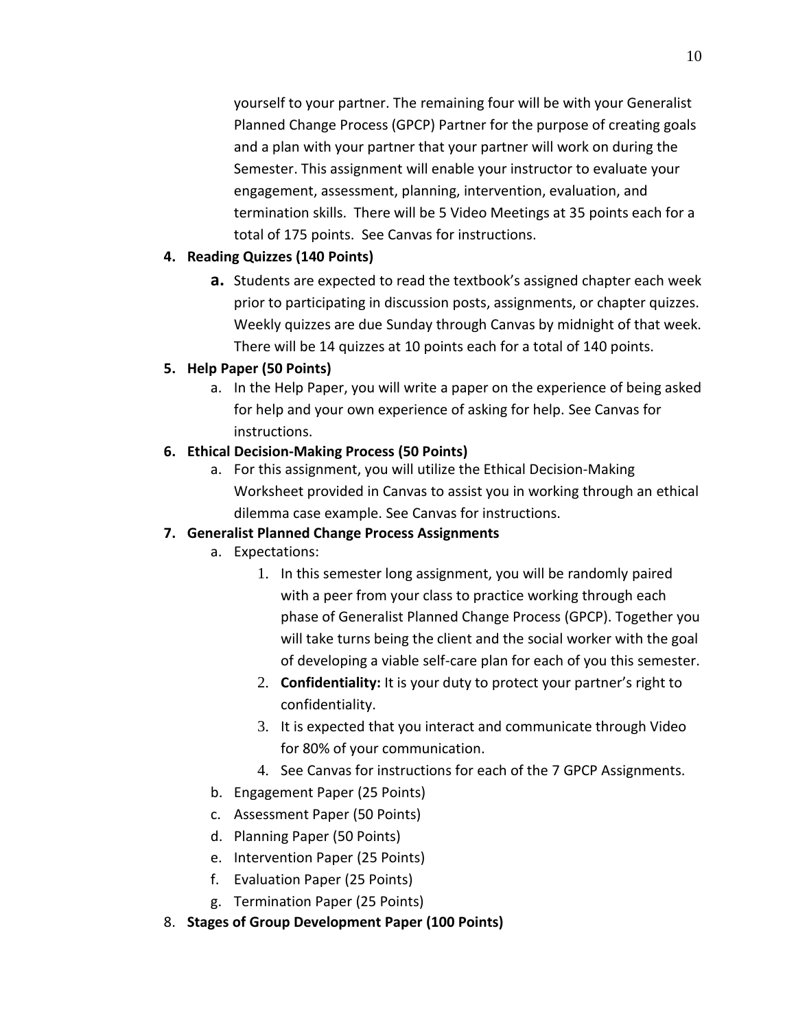yourself to your partner. The remaining four will be with your Generalist Planned Change Process (GPCP) Partner for the purpose of creating goals and a plan with your partner that your partner will work on during the Semester. This assignment will enable your instructor to evaluate your engagement, assessment, planning, intervention, evaluation, and termination skills. There will be 5 Video Meetings at 35 points each for a total of 175 points. See Canvas for instructions.

4. **Reading Quizzes (140 Points)**
   a. Students are expected to read the textbook's assigned chapter each week prior to participating in discussion posts, assignments, or chapter quizzes. Weekly quizzes are due Sunday through Canvas by midnight of that week. There will be 14 quizzes at 10 points each for a total of 140 points.
5. **Help Paper (50 Points)**
   a. In the Help Paper, you will write a paper on the experience of being asked for help and your own experience of asking for help. See Canvas for instructions.
6. **Ethical Decision-Making Process (50 Points)**
   a. For this assignment, you will utilize the Ethical Decision-Making Worksheet provided in Canvas to assist you in working through an ethical dilemma case example. See Canvas for instructions.
7. **Generalist Planned Change Process Assignments**
   a. Expectations:
      1. In this semester long assignment, you will be randomly paired with a peer from your class to practice working through each phase of Generalist Planned Change Process (GPCP). Together you will take turns being the client and the social worker with the goal of developing a viable self-care plan for each of you this semester.
      2. **Confidentiality:** It is your duty to protect your partner's right to confidentiality.
      3. It is expected that you interact and communicate through Video for 80% of your communication.
      4. See Canvas for instructions for each of the 7 GPCP Assignments.
   b. Engagement Paper (25 Points)
   c. Assessment Paper (50 Points)
   d. Planning Paper (50 Points)
   e. Intervention Paper (25 Points)
   f. Evaluation Paper (25 Points)
   g. Termination Paper (25 Points)
8. **Stages of Group Development Paper (100 Points)**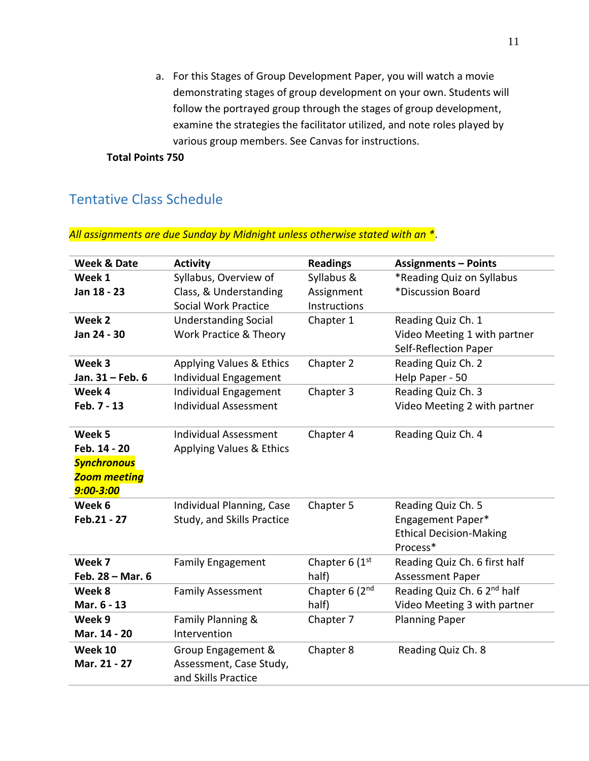a. For this Stages of Group Development Paper, you will watch a movie demonstrating stages of group development on your own. Students will follow the portrayed group through the stages of group development, examine the strategies the facilitator utilized, and note roles played by various group members. See Canvas for instructions.

**Total Points 750**

## Tentative Class Schedule

*All assignments are due Sunday by Midnight unless otherwise stated with an **.

| Week & Date | Activity | Readings | Assignments – Points |
|---|---|---|---|
| **Week 1**<br>**Jan 18 - 23** | Syllabus, Overview of Class, & Understanding Social Work Practice | Syllabus & Assignment Instructions | *Reading Quiz on Syllabus<br>*Discussion Board |
| **Week 2**<br>**Jan 24 - 30** | Understanding Social Work Practice & Theory | Chapter 1 | Reading Quiz Ch. 1<br>Video Meeting 1 with partner<br>Self-Reflection Paper |
| **Week 3**<br>**Jan. 31 – Feb. 6** | Applying Values & Ethics<br>Individual Engagement | Chapter 2 | Reading Quiz Ch. 2<br>Help Paper - 50 |
| **Week 4**<br>**Feb. 7 - 13** | Individual Engagement<br>Individual Assessment | Chapter 3 | Reading Quiz Ch. 3<br>Video Meeting 2 with partner |
| **Week 5**<br>**Feb. 14 - 20**<br>***Synchronous Zoom meeting 9:00-3:00*** | Individual Assessment<br>Applying Values & Ethics | Chapter 4 | Reading Quiz Ch. 4 |
| **Week 6**<br>**Feb.21 - 27** | Individual Planning, Case Study, and Skills Practice | Chapter 5 | Reading Quiz Ch. 5<br>Engagement Paper*<br>Ethical Decision-Making Process* |
| **Week 7**<br>**Feb. 28 – Mar. 6** | Family Engagement | Chapter 6 (1st half) | Reading Quiz Ch. 6 first half<br>Assessment Paper |
| **Week 8**<br>**Mar. 6 - 13** | Family Assessment | Chapter 6 (2nd half) | Reading Quiz Ch. 6 2nd half<br>Video Meeting 3 with partner |
| **Week 9**<br>**Mar. 14 - 20** | Family Planning & Intervention | Chapter 7 | Planning Paper |
| **Week 10**<br>**Mar. 21 - 27** | Group Engagement & Assessment, Case Study, and Skills Practice | Chapter 8 | Reading Quiz Ch. 8 |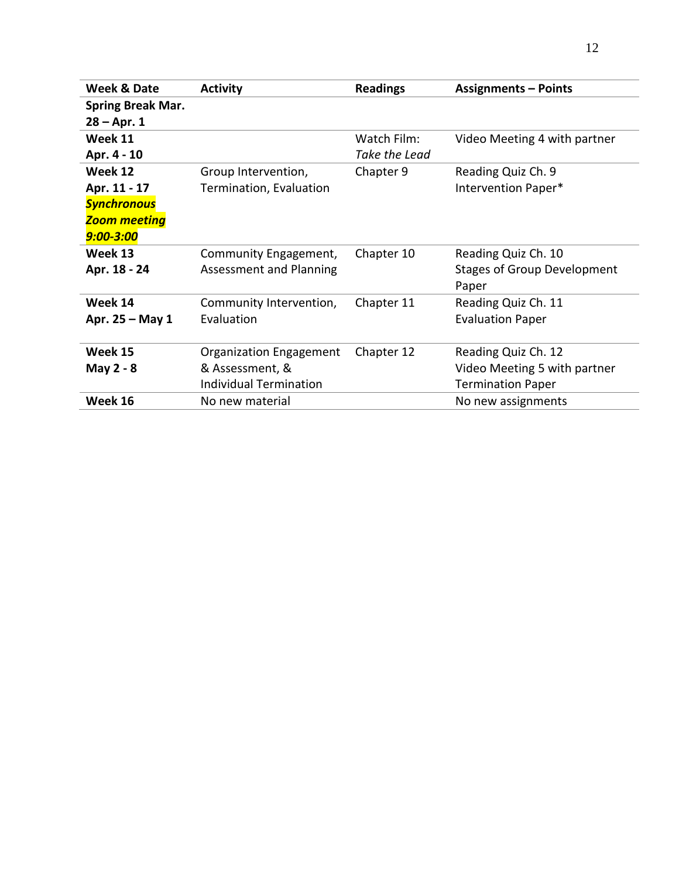| Week & Date | Activity | Readings | Assignments – Points |
|---|---|---|---|
| **Spring Break Mar. 28 – Apr. 1** | | | |
| **Week 11 Apr. 4 - 10** | | Watch Film: *Take the Lead* | Video Meeting 4 with partner |
| **Week 12 Apr. 11 - 17** ***Synchronous Zoom meeting 9:00-3:00*** | Group Intervention, Termination, Evaluation | Chapter 9 | Reading Quiz Ch. 9<br>Intervention Paper* |
| **Week 13 Apr. 18 - 24** | Community Engagement, Assessment and Planning | Chapter 10 | Reading Quiz Ch. 10<br>Stages of Group Development Paper |
| **Week 14 Apr. 25 – May 1** | Community Intervention, Evaluation | Chapter 11 | Reading Quiz Ch. 11<br>Evaluation Paper |
| **Week 15 May 2 - 8** | Organization Engagement & Assessment, & Individual Termination | Chapter 12 | Reading Quiz Ch. 12<br>Video Meeting 5 with partner<br>Termination Paper |
| **Week 16** | No new material | | No new assignments |